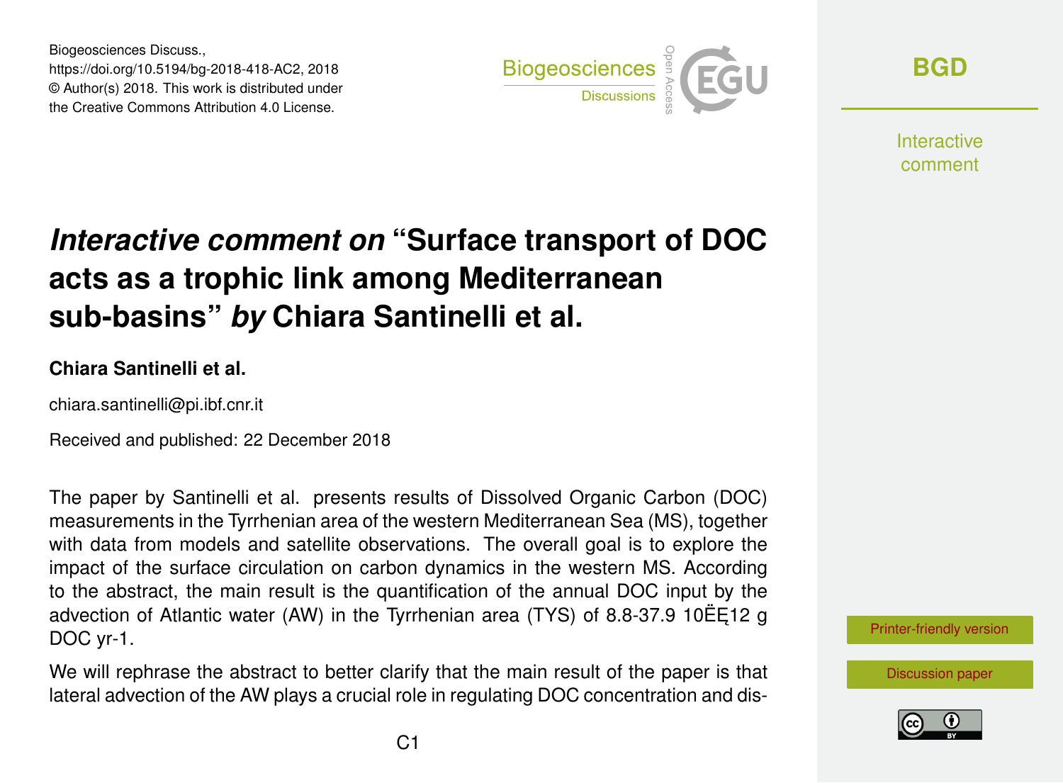Biogeosciences Discuss.,
https://doi.org/10.5194/bg-2018-418-AC2, 2018
© Author(s) 2018. This work is distributed under
the Creative Commons Attribution 4.0 License.

# *Interactive comment on* "Surface transport of DOC acts as a trophic link among Mediterranean sub-basins" *by* Chiara Santinelli et al.

**Chiara Santinelli et al.**

chiara.santinelli@pi.ibf.cnr.it

Received and published: 22 December 2018

The paper by Santinelli et al. presents results of Dissolved Organic Carbon (DOC) measurements in the Tyrrhenian area of the western Mediterranean Sea (MS), together with data from models and satellite observations. The overall goal is to explore the impact of the surface circulation on carbon dynamics in the western MS. According to the abstract, the main result is the quantification of the annual DOC input by the advection of Atlantic water (AW) in the Tyrrhenian area (TYS) of 8.8-37.9 $10^{12}$ g DOC yr-1.

We will rephrase the abstract to better clarify that the main result of the paper is that lateral advection of the AW plays a crucial role in regulating DOC concentration and dis-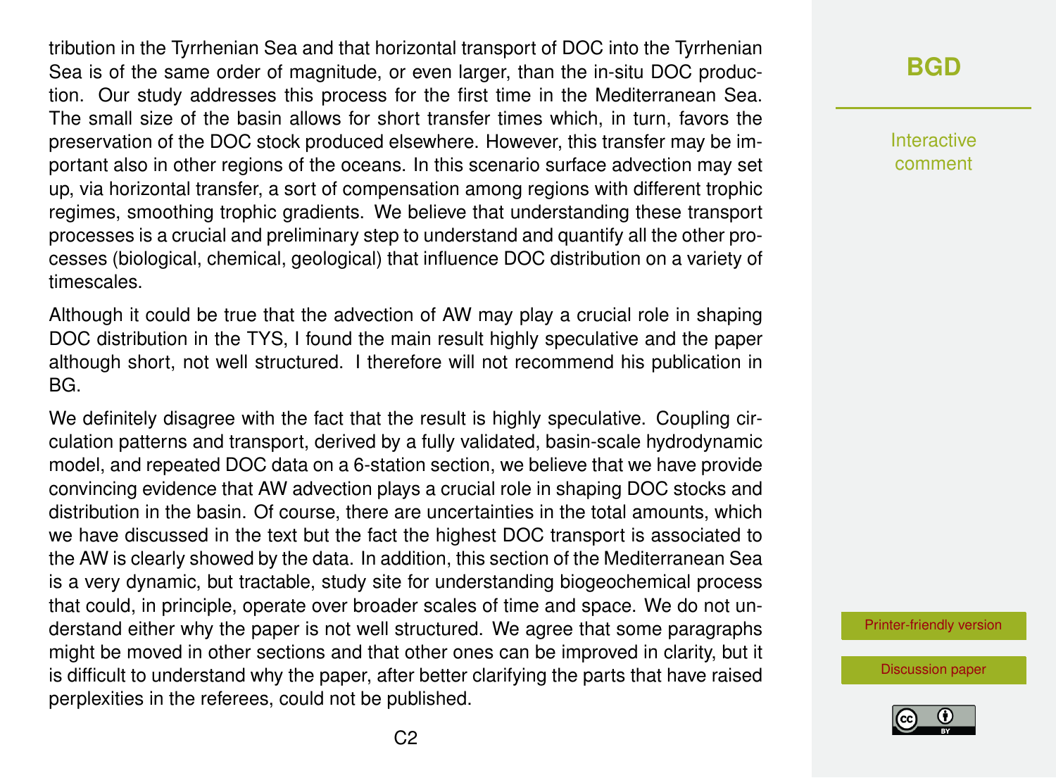tribution in the Tyrrhenian Sea and that horizontal transport of DOC into the Tyrrhenian Sea is of the same order of magnitude, or even larger, than the in-situ DOC production. Our study addresses this process for the first time in the Mediterranean Sea. The small size of the basin allows for short transfer times which, in turn, favors the preservation of the DOC stock produced elsewhere. However, this transfer may be important also in other regions of the oceans. In this scenario surface advection may set up, via horizontal transfer, a sort of compensation among regions with different trophic regimes, smoothing trophic gradients. We believe that understanding these transport processes is a crucial and preliminary step to understand and quantify all the other processes (biological, chemical, geological) that influence DOC distribution on a variety of timescales.

Although it could be true that the advection of AW may play a crucial role in shaping DOC distribution in the TYS, I found the main result highly speculative and the paper although short, not well structured. I therefore will not recommend his publication in BG.

We definitely disagree with the fact that the result is highly speculative. Coupling circulation patterns and transport, derived by a fully validated, basin-scale hydrodynamic model, and repeated DOC data on a 6-station section, we believe that we have provide convincing evidence that AW advection plays a crucial role in shaping DOC stocks and distribution in the basin. Of course, there are uncertainties in the total amounts, which we have discussed in the text but the fact the highest DOC transport is associated to the AW is clearly showed by the data. In addition, this section of the Mediterranean Sea is a very dynamic, but tractable, study site for understanding biogeochemical process that could, in principle, operate over broader scales of time and space. We do not understand either why the paper is not well structured. We agree that some paragraphs might be moved in other sections and that other ones can be improved in clarity, but it is difficult to understand why the paper, after better clarifying the parts that have raised perplexities in the referees, could not be published.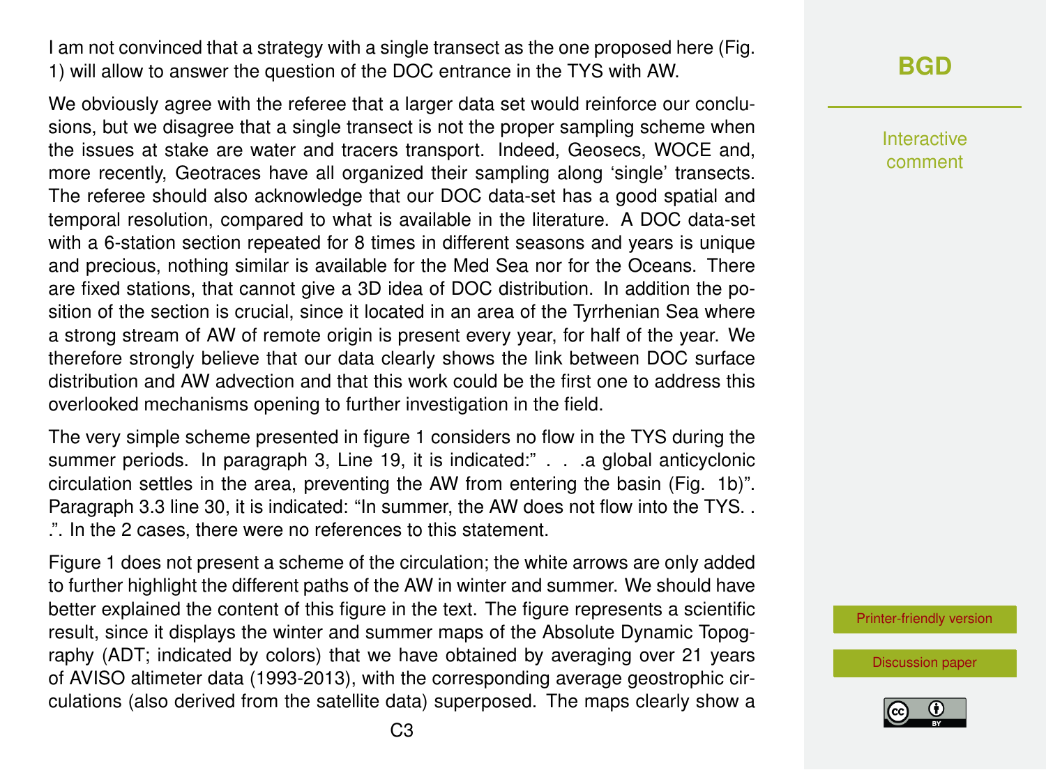I am not convinced that a strategy with a single transect as the one proposed here (Fig. 1) will allow to answer the question of the DOC entrance in the TYS with AW.

We obviously agree with the referee that a larger data set would reinforce our conclusions, but we disagree that a single transect is not the proper sampling scheme when the issues at stake are water and tracers transport. Indeed, Geosecs, WOCE and, more recently, Geotraces have all organized their sampling along 'single' transects. The referee should also acknowledge that our DOC data-set has a good spatial and temporal resolution, compared to what is available in the literature. A DOC data-set with a 6-station section repeated for 8 times in different seasons and years is unique and precious, nothing similar is available for the Med Sea nor for the Oceans. There are fixed stations, that cannot give a 3D idea of DOC distribution. In addition the position of the section is crucial, since it located in an area of the Tyrrhenian Sea where a strong stream of AW of remote origin is present every year, for half of the year. We therefore strongly believe that our data clearly shows the link between DOC surface distribution and AW advection and that this work could be the first one to address this overlooked mechanisms opening to further investigation in the field.

The very simple scheme presented in figure 1 considers no flow in the TYS during the summer periods. In paragraph 3, Line 19, it is indicated:" . . . a global anticyclonic circulation settles in the area, preventing the AW from entering the basin (Fig. 1b)". Paragraph 3.3 line 30, it is indicated: "In summer, the AW does not flow into the TYS. . .". In the 2 cases, there were no references to this statement.

Figure 1 does not present a scheme of the circulation; the white arrows are only added to further highlight the different paths of the AW in winter and summer. We should have better explained the content of this figure in the text. The figure represents a scientific result, since it displays the winter and summer maps of the Absolute Dynamic Topography (ADT; indicated by colors) that we have obtained by averaging over 21 years of AVISO altimeter data (1993-2013), with the corresponding average geostrophic circulations (also derived from the satellite data) superposed. The maps clearly show a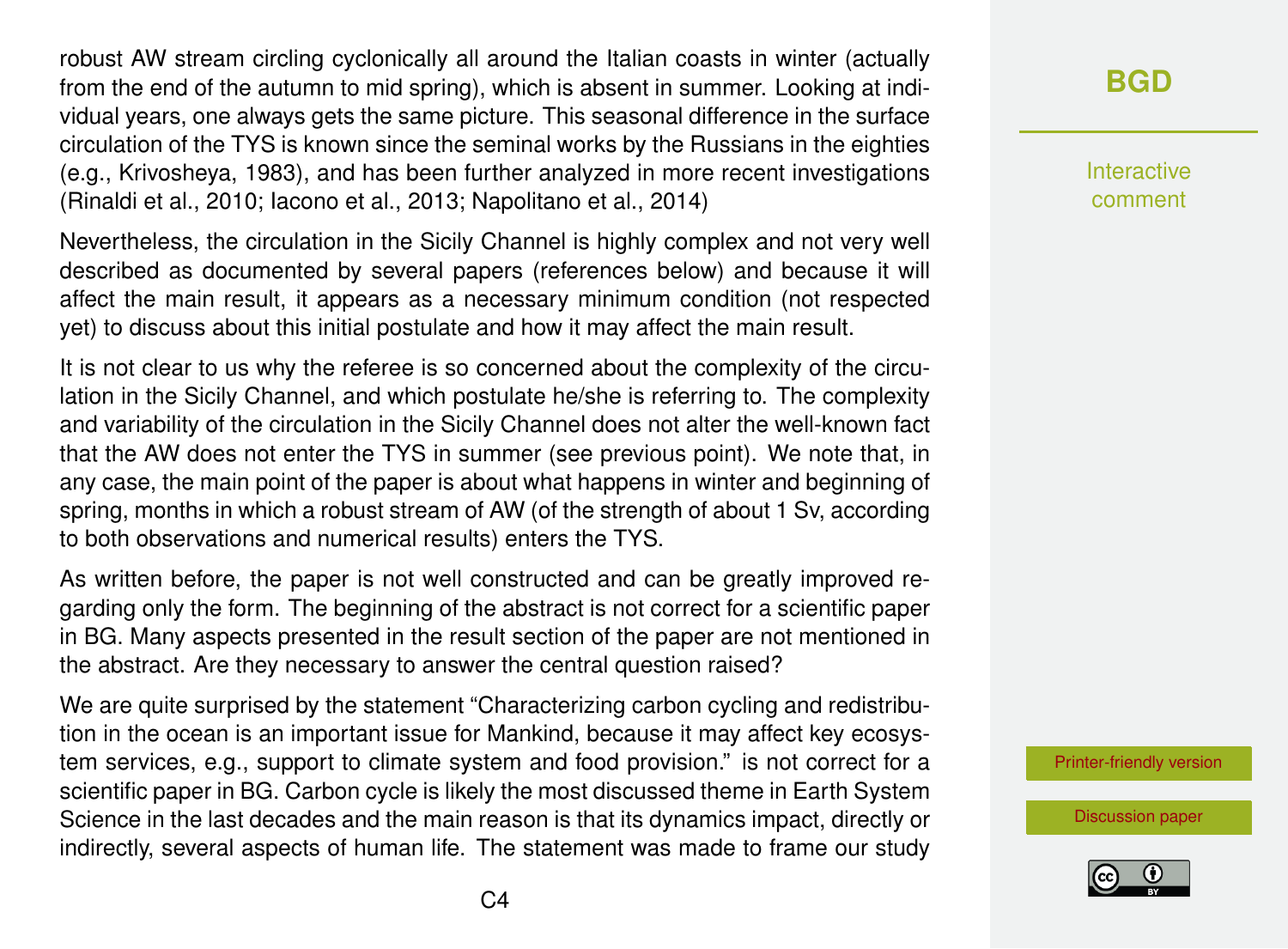robust AW stream circling cyclonically all around the Italian coasts in winter (actually from the end of the autumn to mid spring), which is absent in summer. Looking at individual years, one always gets the same picture. This seasonal difference in the surface circulation of the TYS is known since the seminal works by the Russians in the eighties (e.g., Krivosheya, 1983), and has been further analyzed in more recent investigations (Rinaldi et al., 2010; Iacono et al., 2013; Napolitano et al., 2014)

Nevertheless, the circulation in the Sicily Channel is highly complex and not very well described as documented by several papers (references below) and because it will affect the main result, it appears as a necessary minimum condition (not respected yet) to discuss about this initial postulate and how it may affect the main result.

It is not clear to us why the referee is so concerned about the complexity of the circulation in the Sicily Channel, and which postulate he/she is referring to. The complexity and variability of the circulation in the Sicily Channel does not alter the well-known fact that the AW does not enter the TYS in summer (see previous point). We note that, in any case, the main point of the paper is about what happens in winter and beginning of spring, months in which a robust stream of AW (of the strength of about 1 Sv, according to both observations and numerical results) enters the TYS.

As written before, the paper is not well constructed and can be greatly improved regarding only the form. The beginning of the abstract is not correct for a scientific paper in BG. Many aspects presented in the result section of the paper are not mentioned in the abstract. Are they necessary to answer the central question raised?

We are quite surprised by the statement "Characterizing carbon cycling and redistribution in the ocean is an important issue for Mankind, because it may affect key ecosystem services, e.g., support to climate system and food provision." is not correct for a scientific paper in BG. Carbon cycle is likely the most discussed theme in Earth System Science in the last decades and the main reason is that its dynamics impact, directly or indirectly, several aspects of human life. The statement was made to frame our study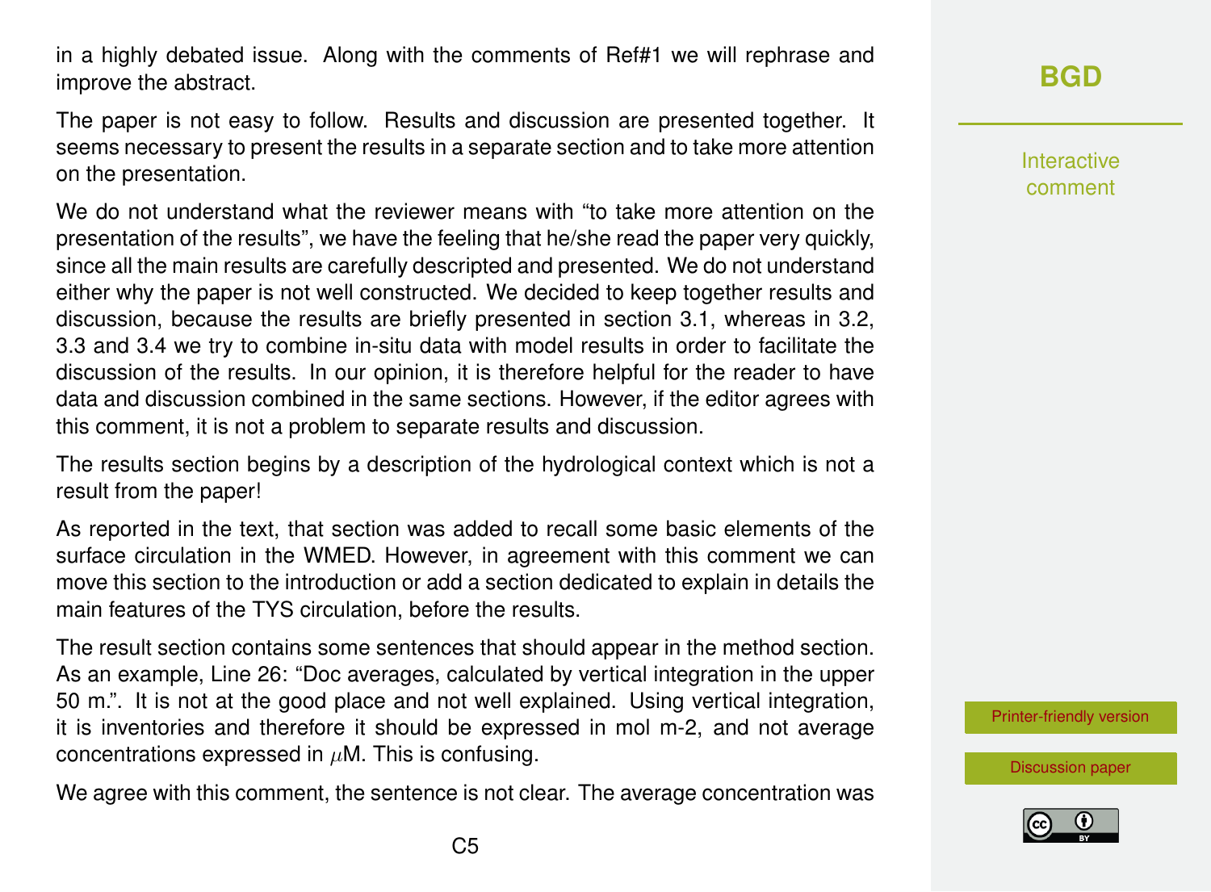in a highly debated issue. Along with the comments of Ref#1 we will rephrase and improve the abstract.

The paper is not easy to follow. Results and discussion are presented together. It seems necessary to present the results in a separate section and to take more attention on the presentation.

We do not understand what the reviewer means with “to take more attention on the presentation of the results”, we have the feeling that he/she read the paper very quickly, since all the main results are carefully descripted and presented. We do not understand either why the paper is not well constructed. We decided to keep together results and discussion, because the results are briefly presented in section 3.1, whereas in 3.2, 3.3 and 3.4 we try to combine in-situ data with model results in order to facilitate the discussion of the results. In our opinion, it is therefore helpful for the reader to have data and discussion combined in the same sections. However, if the editor agrees with this comment, it is not a problem to separate results and discussion.

The results section begins by a description of the hydrological context which is not a result from the paper!

As reported in the text, that section was added to recall some basic elements of the surface circulation in the WMED. However, in agreement with this comment we can move this section to the introduction or add a section dedicated to explain in details the main features of the TYS circulation, before the results.

The result section contains some sentences that should appear in the method section. As an example, Line 26: “Doc averages, calculated by vertical integration in the upper 50 m.”. It is not at the good place and not well explained. Using vertical integration, it is inventories and therefore it should be expressed in mol m-2, and not average concentrations expressed in $\mu$M. This is confusing.

We agree with this comment, the sentence is not clear. The average concentration was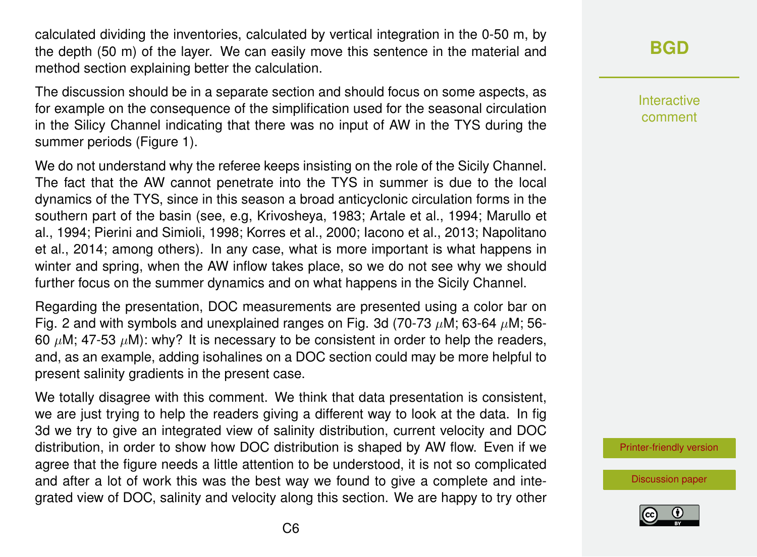calculated dividing the inventories, calculated by vertical integration in the 0-50 m, by the depth (50 m) of the layer. We can easily move this sentence in the material and method section explaining better the calculation.

The discussion should be in a separate section and should focus on some aspects, as for example on the consequence of the simplification used for the seasonal circulation in the Silicy Channel indicating that there was no input of AW in the TYS during the summer periods (Figure 1).

We do not understand why the referee keeps insisting on the role of the Sicily Channel. The fact that the AW cannot penetrate into the TYS in summer is due to the local dynamics of the TYS, since in this season a broad anticyclonic circulation forms in the southern part of the basin (see, e.g, Krivosheya, 1983; Artale et al., 1994; Marullo et al., 1994; Pierini and Simioli, 1998; Korres et al., 2000; Iacono et al., 2013; Napolitano et al., 2014; among others). In any case, what is more important is what happens in winter and spring, when the AW inflow takes place, so we do not see why we should further focus on the summer dynamics and on what happens in the Sicily Channel.

Regarding the presentation, DOC measurements are presented using a color bar on Fig. 2 and with symbols and unexplained ranges on Fig. 3d (70-73 $\mu$M; 63-64 $\mu$M; 56-60 $\mu$M; 47-53 $\mu$M): why? It is necessary to be consistent in order to help the readers, and, as an example, adding isohalines on a DOC section could may be more helpful to present salinity gradients in the present case.

We totally disagree with this comment. We think that data presentation is consistent, we are just trying to help the readers giving a different way to look at the data. In fig 3d we try to give an integrated view of salinity distribution, current velocity and DOC distribution, in order to show how DOC distribution is shaped by AW flow. Even if we agree that the figure needs a little attention to be understood, it is not so complicated and after a lot of work this was the best way we found to give a complete and integrated view of DOC, salinity and velocity along this section. We are happy to try other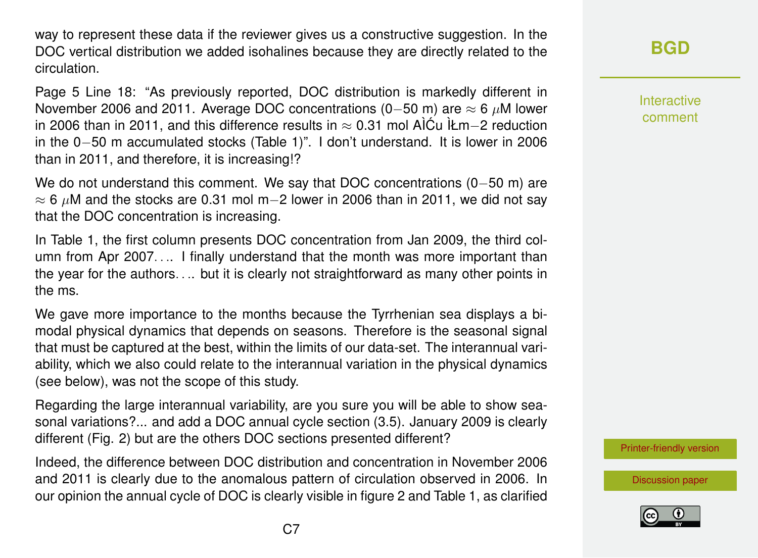way to represent these data if the reviewer gives us a constructive suggestion. In the DOC vertical distribution we added isohalines because they are directly related to the circulation.

Page 5 Line 18: "As previously reported, DOC distribution is markedly different in November 2006 and 2011. Average DOC concentrations (0−50 m) are ≈ 6 $\mu$M lower in 2006 than in 2011, and this difference results in ≈ 0.31 mol AÌĆu ÌŁm−2 reduction in the 0−50 m accumulated stocks (Table 1)". I don't understand. It is lower in 2006 than in 2011, and therefore, it is increasing!?

We do not understand this comment. We say that DOC concentrations (0−50 m) are ≈ 6 $\mu$M and the stocks are 0.31 mol m−2 lower in 2006 than in 2011, we did not say that the DOC concentration is increasing.

In Table 1, the first column presents DOC concentration from Jan 2009, the third column from Apr 2007.... I finally understand that the month was more important than the year for the authors.... but it is clearly not straightforward as many other points in the ms.

We gave more importance to the months because the Tyrrhenian sea displays a bimodal physical dynamics that depends on seasons. Therefore is the seasonal signal that must be captured at the best, within the limits of our data-set. The interannual variability, which we also could relate to the interannual variation in the physical dynamics (see below), was not the scope of this study.

Regarding the large interannual variability, are you sure you will be able to show seasonal variations?... and add a DOC annual cycle section (3.5). January 2009 is clearly different (Fig. 2) but are the others DOC sections presented different?

Indeed, the difference between DOC distribution and concentration in November 2006 and 2011 is clearly due to the anomalous pattern of circulation observed in 2006. In our opinion the annual cycle of DOC is clearly visible in figure 2 and Table 1, as clarified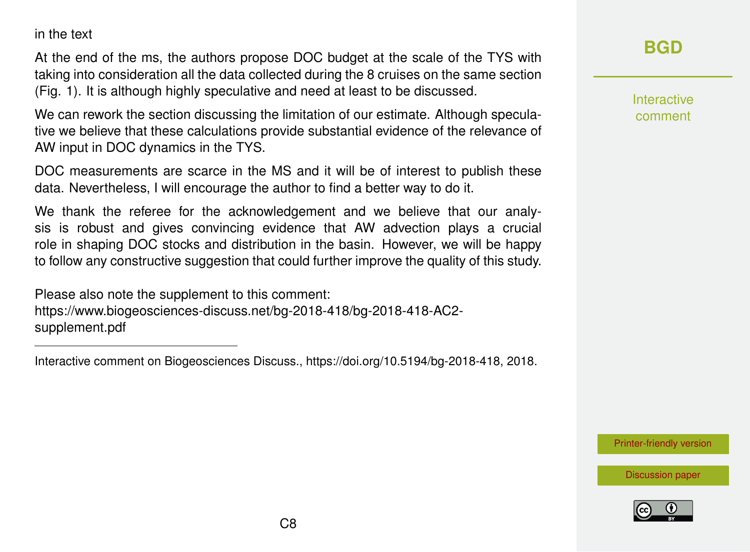in the text

At the end of the ms, the authors propose DOC budget at the scale of the TYS with taking into consideration all the data collected during the 8 cruises on the same section (Fig. 1). It is although highly speculative and need at least to be discussed.

We can rework the section discussing the limitation of our estimate. Although speculative we believe that these calculations provide substantial evidence of the relevance of AW input in DOC dynamics in the TYS.

DOC measurements are scarce in the MS and it will be of interest to publish these data. Nevertheless, I will encourage the author to find a better way to do it.

We thank the referee for the acknowledgement and we believe that our analysis is robust and gives convincing evidence that AW advection plays a crucial role in shaping DOC stocks and distribution in the basin. However, we will be happy to follow any constructive suggestion that could further improve the quality of this study.

Please also note the supplement to this comment:
https://www.biogeosciences-discuss.net/bg-2018-418/bg-2018-418-AC2-supplement.pdf

---

Interactive comment on Biogeosciences Discuss., https://doi.org/10.5194/bg-2018-418, 2018.